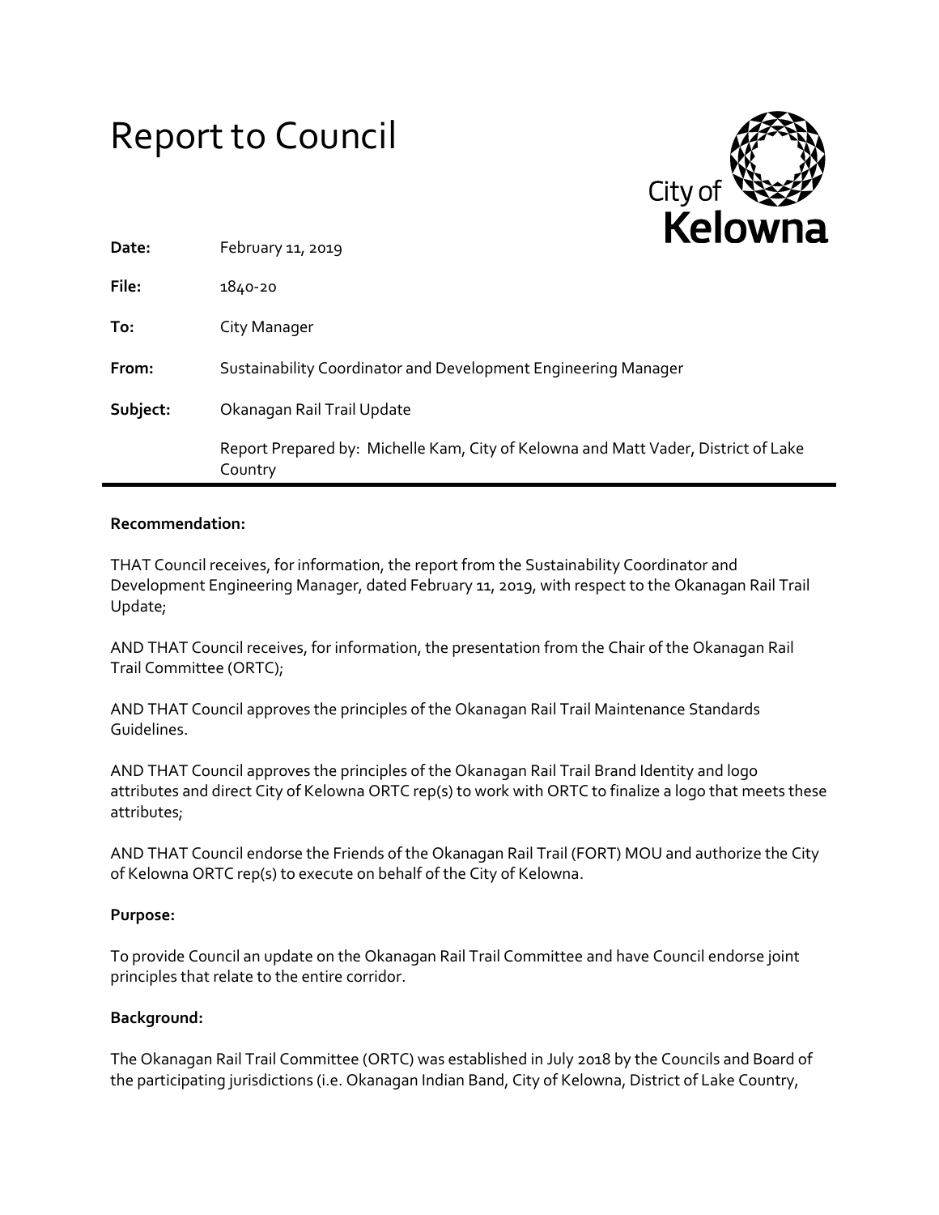# Report to Council

City of **Kelowna**

| | |
|---|---|
| **Date:** | February 11, 2019 |
| **File:** | 1840-20 |
| **To:** | City Manager |
| **From:** | Sustainability Coordinator and Development Engineering Manager |
| **Subject:** | Okanagan Rail Trail Update |
| | Report Prepared by: Michelle Kam, City of Kelowna and Matt Vader, District of Lake Country |

**Recommendation:**

THAT Council receives, for information, the report from the Sustainability Coordinator and Development Engineering Manager, dated February 11, 2019, with respect to the Okanagan Rail Trail Update;

AND THAT Council receives, for information, the presentation from the Chair of the Okanagan Rail Trail Committee (ORTC);

AND THAT Council approves the principles of the Okanagan Rail Trail Maintenance Standards Guidelines.

AND THAT Council approves the principles of the Okanagan Rail Trail Brand Identity and logo attributes and direct City of Kelowna ORTC rep(s) to work with ORTC to finalize a logo that meets these attributes;

AND THAT Council endorse the Friends of the Okanagan Rail Trail (FORT) MOU and authorize the City of Kelowna ORTC rep(s) to execute on behalf of the City of Kelowna.

**Purpose:**

To provide Council an update on the Okanagan Rail Trail Committee and have Council endorse joint principles that relate to the entire corridor.

**Background:**

The Okanagan Rail Trail Committee (ORTC) was established in July 2018 by the Councils and Board of the participating jurisdictions (i.e. Okanagan Indian Band, City of Kelowna, District of Lake Country,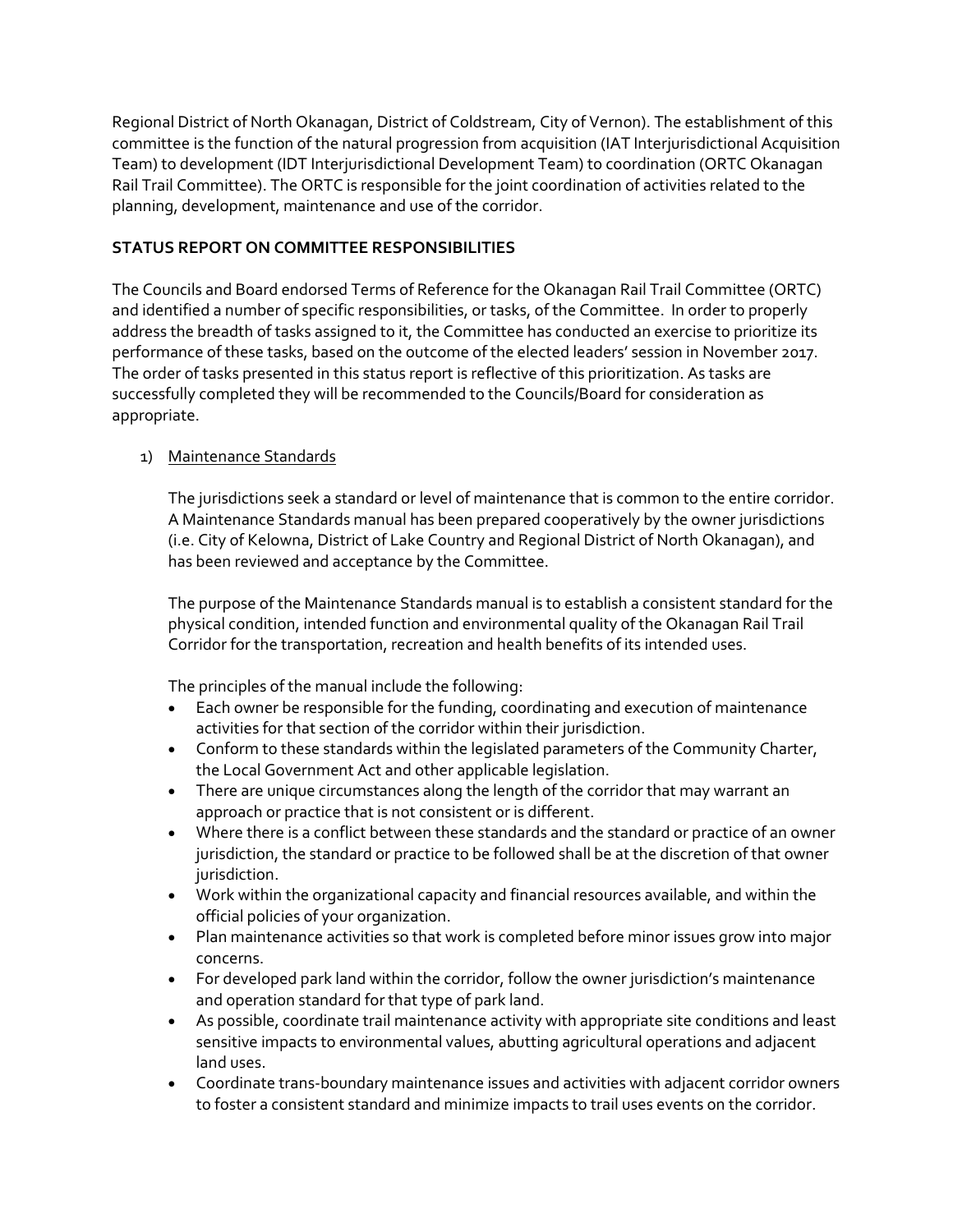Regional District of North Okanagan, District of Coldstream, City of Vernon). The establishment of this committee is the function of the natural progression from acquisition (IAT Interjurisdictional Acquisition Team) to development (IDT Interjurisdictional Development Team) to coordination (ORTC Okanagan Rail Trail Committee). The ORTC is responsible for the joint coordination of activities related to the planning, development, maintenance and use of the corridor.

## STATUS REPORT ON COMMITTEE RESPONSIBILITIES

The Councils and Board endorsed Terms of Reference for the Okanagan Rail Trail Committee (ORTC) and identified a number of specific responsibilities, or tasks, of the Committee. In order to properly address the breadth of tasks assigned to it, the Committee has conducted an exercise to prioritize its performance of these tasks, based on the outcome of the elected leaders' session in November 2017. The order of tasks presented in this status report is reflective of this prioritization. As tasks are successfully completed they will be recommended to the Councils/Board for consideration as appropriate.

1) Maintenance Standards

   The jurisdictions seek a standard or level of maintenance that is common to the entire corridor. A Maintenance Standards manual has been prepared cooperatively by the owner jurisdictions (i.e. City of Kelowna, District of Lake Country and Regional District of North Okanagan), and has been reviewed and acceptance by the Committee.

   The purpose of the Maintenance Standards manual is to establish a consistent standard for the physical condition, intended function and environmental quality of the Okanagan Rail Trail Corridor for the transportation, recreation and health benefits of its intended uses.

   The principles of the manual include the following:

   - Each owner be responsible for the funding, coordinating and execution of maintenance activities for that section of the corridor within their jurisdiction.
   - Conform to these standards within the legislated parameters of the Community Charter, the Local Government Act and other applicable legislation.
   - There are unique circumstances along the length of the corridor that may warrant an approach or practice that is not consistent or is different.
   - Where there is a conflict between these standards and the standard or practice of an owner jurisdiction, the standard or practice to be followed shall be at the discretion of that owner jurisdiction.
   - Work within the organizational capacity and financial resources available, and within the official policies of your organization.
   - Plan maintenance activities so that work is completed before minor issues grow into major concerns.
   - For developed park land within the corridor, follow the owner jurisdiction's maintenance and operation standard for that type of park land.
   - As possible, coordinate trail maintenance activity with appropriate site conditions and least sensitive impacts to environmental values, abutting agricultural operations and adjacent land uses.
   - Coordinate trans-boundary maintenance issues and activities with adjacent corridor owners to foster a consistent standard and minimize impacts to trail uses events on the corridor.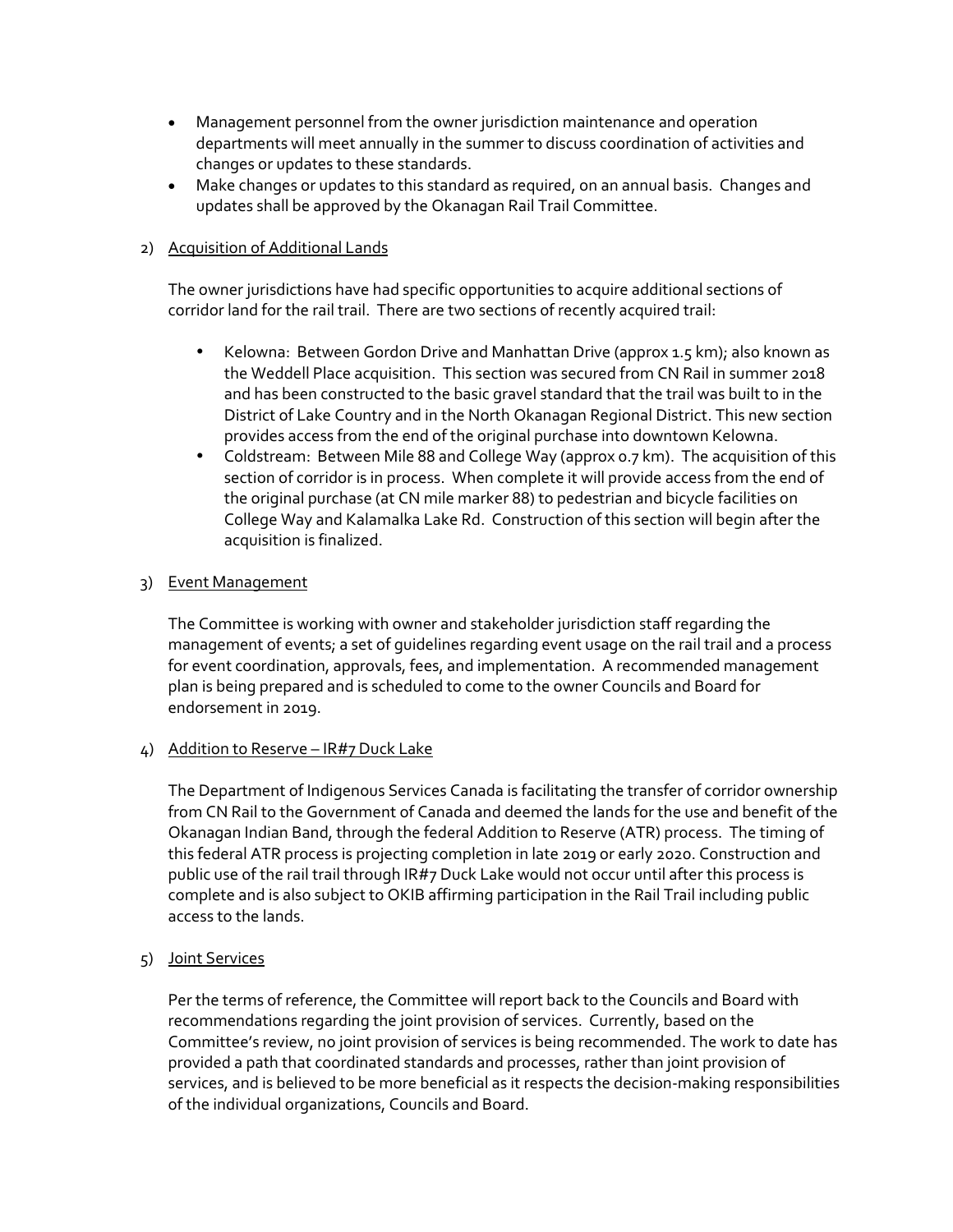- Management personnel from the owner jurisdiction maintenance and operation departments will meet annually in the summer to discuss coordination of activities and changes or updates to these standards.
- Make changes or updates to this standard as required, on an annual basis. Changes and updates shall be approved by the Okanagan Rail Trail Committee.

2) Acquisition of Additional Lands

The owner jurisdictions have had specific opportunities to acquire additional sections of corridor land for the rail trail. There are two sections of recently acquired trail:

- Kelowna: Between Gordon Drive and Manhattan Drive (approx 1.5 km); also known as the Weddell Place acquisition. This section was secured from CN Rail in summer 2018 and has been constructed to the basic gravel standard that the trail was built to in the District of Lake Country and in the North Okanagan Regional District. This new section provides access from the end of the original purchase into downtown Kelowna.
- Coldstream: Between Mile 88 and College Way (approx 0.7 km). The acquisition of this section of corridor is in process. When complete it will provide access from the end of the original purchase (at CN mile marker 88) to pedestrian and bicycle facilities on College Way and Kalamalka Lake Rd. Construction of this section will begin after the acquisition is finalized.

3) Event Management

The Committee is working with owner and stakeholder jurisdiction staff regarding the management of events; a set of guidelines regarding event usage on the rail trail and a process for event coordination, approvals, fees, and implementation. A recommended management plan is being prepared and is scheduled to come to the owner Councils and Board for endorsement in 2019.

4) Addition to Reserve – IR#7 Duck Lake

The Department of Indigenous Services Canada is facilitating the transfer of corridor ownership from CN Rail to the Government of Canada and deemed the lands for the use and benefit of the Okanagan Indian Band, through the federal Addition to Reserve (ATR) process. The timing of this federal ATR process is projecting completion in late 2019 or early 2020. Construction and public use of the rail trail through IR#7 Duck Lake would not occur until after this process is complete and is also subject to OKIB affirming participation in the Rail Trail including public access to the lands.

5) Joint Services

Per the terms of reference, the Committee will report back to the Councils and Board with recommendations regarding the joint provision of services. Currently, based on the Committee's review, no joint provision of services is being recommended. The work to date has provided a path that coordinated standards and processes, rather than joint provision of services, and is believed to be more beneficial as it respects the decision-making responsibilities of the individual organizations, Councils and Board.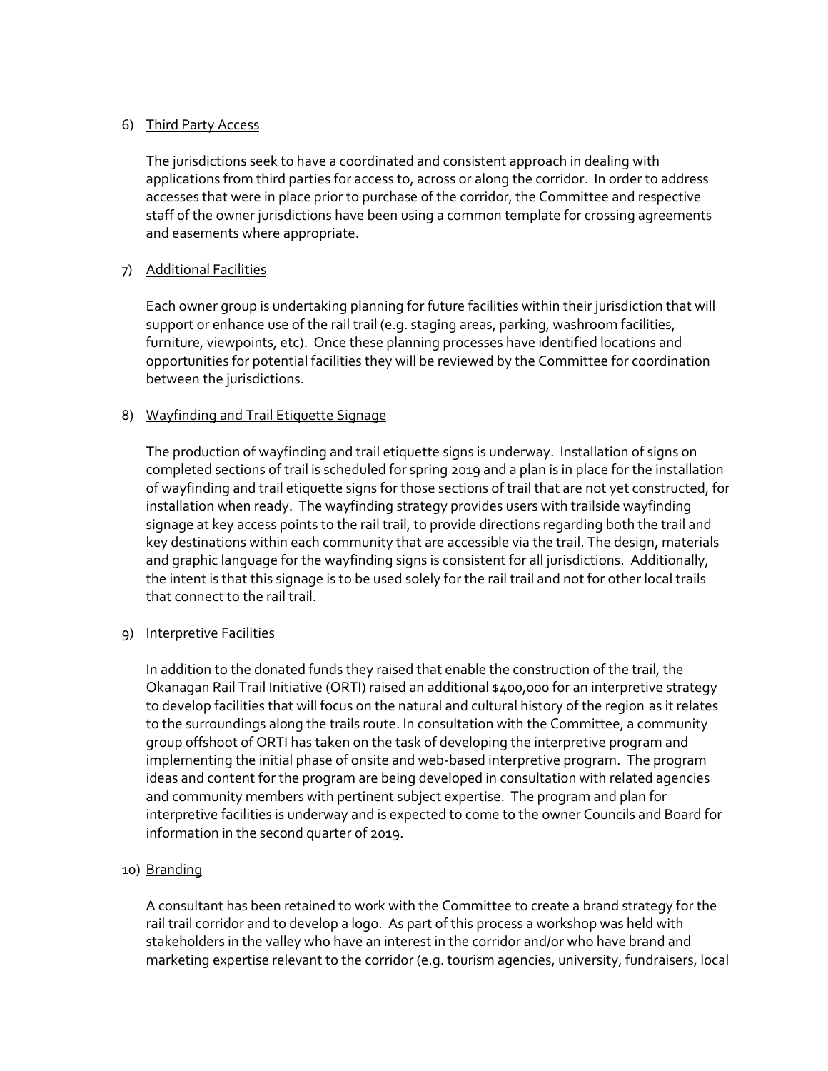6) <u>Third Party Access</u>

   The jurisdictions seek to have a coordinated and consistent approach in dealing with applications from third parties for access to, across or along the corridor. In order to address accesses that were in place prior to purchase of the corridor, the Committee and respective staff of the owner jurisdictions have been using a common template for crossing agreements and easements where appropriate.

7) <u>Additional Facilities</u>

   Each owner group is undertaking planning for future facilities within their jurisdiction that will support or enhance use of the rail trail (e.g. staging areas, parking, washroom facilities, furniture, viewpoints, etc). Once these planning processes have identified locations and opportunities for potential facilities they will be reviewed by the Committee for coordination between the jurisdictions.

8) <u>Wayfinding and Trail Etiquette Signage</u>

   The production of wayfinding and trail etiquette signs is underway. Installation of signs on completed sections of trail is scheduled for spring 2019 and a plan is in place for the installation of wayfinding and trail etiquette signs for those sections of trail that are not yet constructed, for installation when ready. The wayfinding strategy provides users with trailside wayfinding signage at key access points to the rail trail, to provide directions regarding both the trail and key destinations within each community that are accessible via the trail. The design, materials and graphic language for the wayfinding signs is consistent for all jurisdictions. Additionally, the intent is that this signage is to be used solely for the rail trail and not for other local trails that connect to the rail trail.

9) <u>Interpretive Facilities</u>

   In addition to the donated funds they raised that enable the construction of the trail, the Okanagan Rail Trail Initiative (ORTI) raised an additional $400,000 for an interpretive strategy to develop facilities that will focus on the natural and cultural history of the region as it relates to the surroundings along the trails route. In consultation with the Committee, a community group offshoot of ORTI has taken on the task of developing the interpretive program and implementing the initial phase of onsite and web-based interpretive program. The program ideas and content for the program are being developed in consultation with related agencies and community members with pertinent subject expertise. The program and plan for interpretive facilities is underway and is expected to come to the owner Councils and Board for information in the second quarter of 2019.

10) <u>Branding</u>

    A consultant has been retained to work with the Committee to create a brand strategy for the rail trail corridor and to develop a logo. As part of this process a workshop was held with stakeholders in the valley who have an interest in the corridor and/or who have brand and marketing expertise relevant to the corridor (e.g. tourism agencies, university, fundraisers, local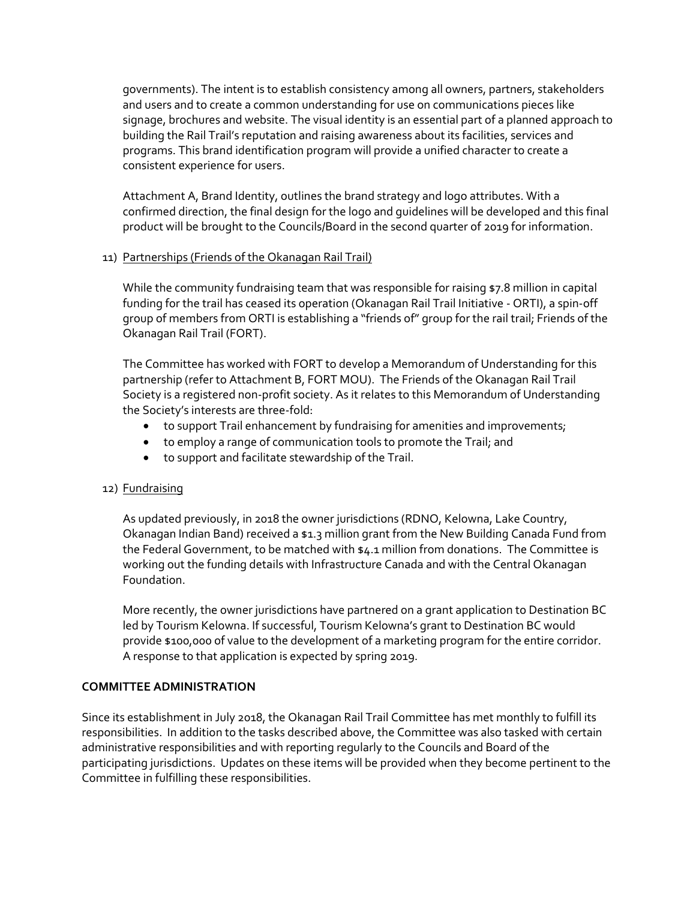governments). The intent is to establish consistency among all owners, partners, stakeholders and users and to create a common understanding for use on communications pieces like signage, brochures and website. The visual identity is an essential part of a planned approach to building the Rail Trail's reputation and raising awareness about its facilities, services and programs. This brand identification program will provide a unified character to create a consistent experience for users.

Attachment A, Brand Identity, outlines the brand strategy and logo attributes. With a confirmed direction, the final design for the logo and guidelines will be developed and this final product will be brought to the Councils/Board in the second quarter of 2019 for information.

11) <u>Partnerships (Friends of the Okanagan Rail Trail)</u>

While the community fundraising team that was responsible for raising $7.8 million in capital funding for the trail has ceased its operation (Okanagan Rail Trail Initiative - ORTI), a spin-off group of members from ORTI is establishing a "friends of" group for the rail trail; Friends of the Okanagan Rail Trail (FORT).

The Committee has worked with FORT to develop a Memorandum of Understanding for this partnership (refer to Attachment B, FORT MOU). The Friends of the Okanagan Rail Trail Society is a registered non-profit society. As it relates to this Memorandum of Understanding the Society's interests are three-fold:

- to support Trail enhancement by fundraising for amenities and improvements;
- to employ a range of communication tools to promote the Trail; and
- to support and facilitate stewardship of the Trail.

12) <u>Fundraising</u>

As updated previously, in 2018 the owner jurisdictions (RDNO, Kelowna, Lake Country, Okanagan Indian Band) received a $1.3 million grant from the New Building Canada Fund from the Federal Government, to be matched with $4.1 million from donations. The Committee is working out the funding details with Infrastructure Canada and with the Central Okanagan Foundation.

More recently, the owner jurisdictions have partnered on a grant application to Destination BC led by Tourism Kelowna. If successful, Tourism Kelowna's grant to Destination BC would provide $100,000 of value to the development of a marketing program for the entire corridor. A response to that application is expected by spring 2019.

**COMMITTEE ADMINISTRATION**

Since its establishment in July 2018, the Okanagan Rail Trail Committee has met monthly to fulfill its responsibilities. In addition to the tasks described above, the Committee was also tasked with certain administrative responsibilities and with reporting regularly to the Councils and Board of the participating jurisdictions. Updates on these items will be provided when they become pertinent to the Committee in fulfilling these responsibilities.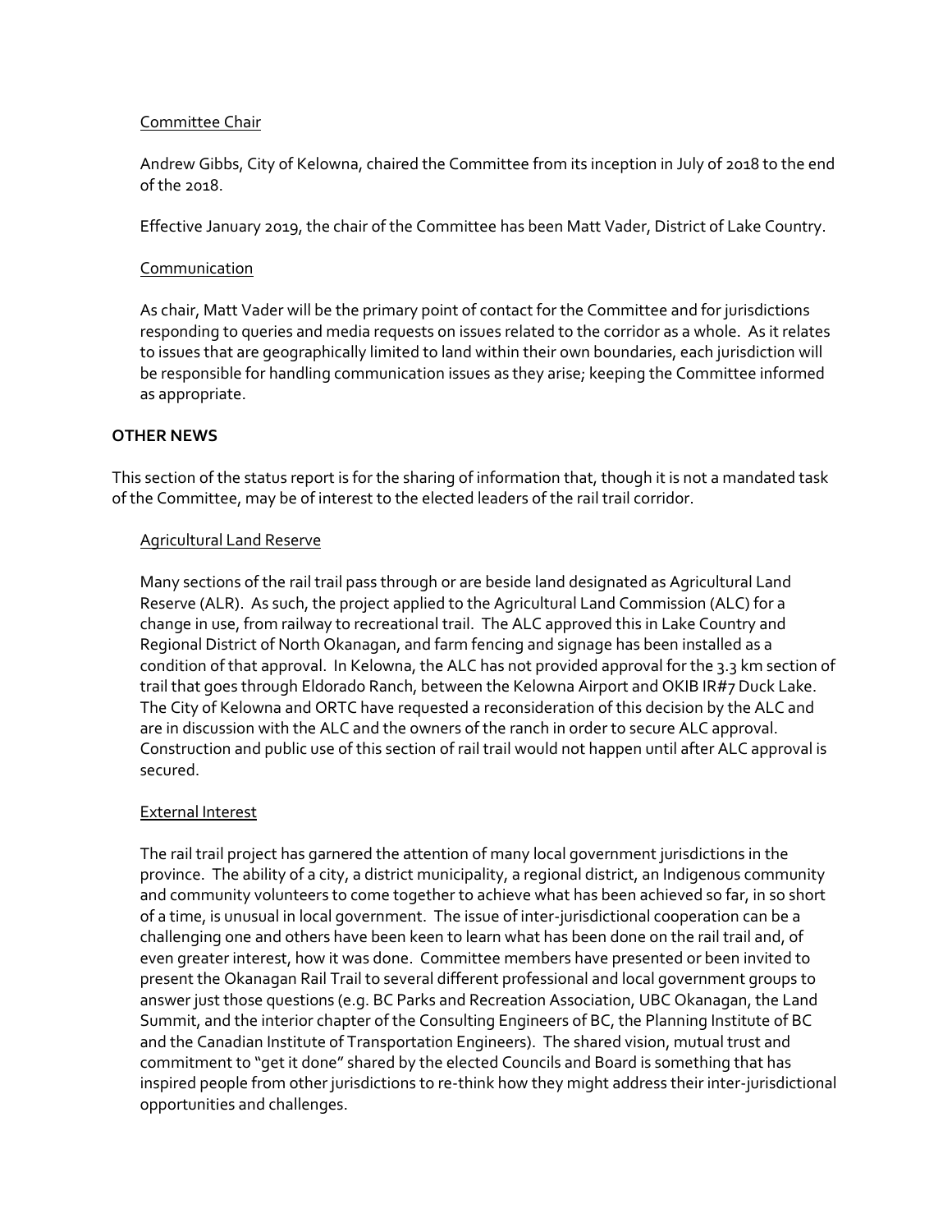Committee Chair

Andrew Gibbs, City of Kelowna, chaired the Committee from its inception in July of 2018 to the end of the 2018.

Effective January 2019, the chair of the Committee has been Matt Vader, District of Lake Country.

Communication

As chair, Matt Vader will be the primary point of contact for the Committee and for jurisdictions responding to queries and media requests on issues related to the corridor as a whole. As it relates to issues that are geographically limited to land within their own boundaries, each jurisdiction will be responsible for handling communication issues as they arise; keeping the Committee informed as appropriate.

**OTHER NEWS**

This section of the status report is for the sharing of information that, though it is not a mandated task of the Committee, may be of interest to the elected leaders of the rail trail corridor.

Agricultural Land Reserve

Many sections of the rail trail pass through or are beside land designated as Agricultural Land Reserve (ALR). As such, the project applied to the Agricultural Land Commission (ALC) for a change in use, from railway to recreational trail. The ALC approved this in Lake Country and Regional District of North Okanagan, and farm fencing and signage has been installed as a condition of that approval. In Kelowna, the ALC has not provided approval for the 3.3 km section of trail that goes through Eldorado Ranch, between the Kelowna Airport and OKIB IR#7 Duck Lake. The City of Kelowna and ORTC have requested a reconsideration of this decision by the ALC and are in discussion with the ALC and the owners of the ranch in order to secure ALC approval. Construction and public use of this section of rail trail would not happen until after ALC approval is secured.

External Interest

The rail trail project has garnered the attention of many local government jurisdictions in the province. The ability of a city, a district municipality, a regional district, an Indigenous community and community volunteers to come together to achieve what has been achieved so far, in so short of a time, is unusual in local government. The issue of inter-jurisdictional cooperation can be a challenging one and others have been keen to learn what has been done on the rail trail and, of even greater interest, how it was done. Committee members have presented or been invited to present the Okanagan Rail Trail to several different professional and local government groups to answer just those questions (e.g. BC Parks and Recreation Association, UBC Okanagan, the Land Summit, and the interior chapter of the Consulting Engineers of BC, the Planning Institute of BC and the Canadian Institute of Transportation Engineers). The shared vision, mutual trust and commitment to "get it done" shared by the elected Councils and Board is something that has inspired people from other jurisdictions to re-think how they might address their inter-jurisdictional opportunities and challenges.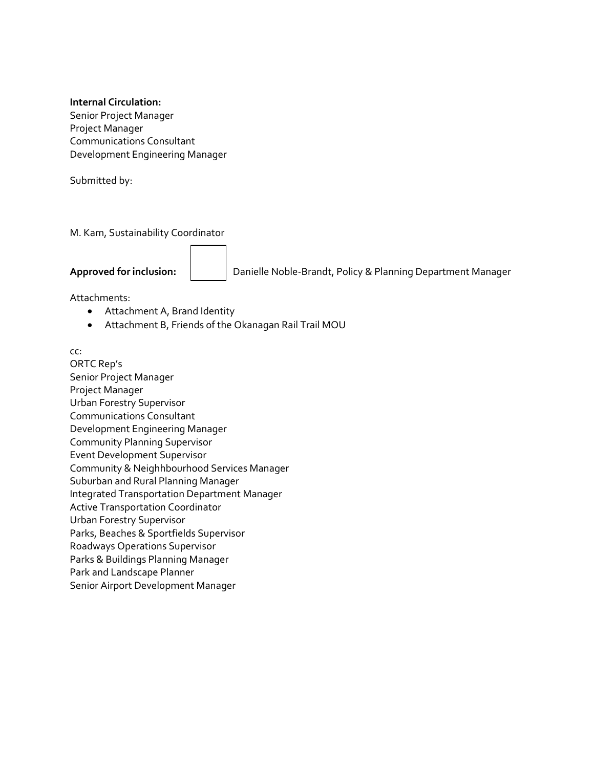**Internal Circulation:**
Senior Project Manager
Project Manager
Communications Consultant
Development Engineering Manager

Submitted by:

M. Kam, Sustainability Coordinator

**Approved for inclusion:** Danielle Noble-Brandt, Policy & Planning Department Manager

Attachments:

- Attachment A, Brand Identity
- Attachment B, Friends of the Okanagan Rail Trail MOU

cc:
ORTC Rep's
Senior Project Manager
Project Manager
Urban Forestry Supervisor
Communications Consultant
Development Engineering Manager
Community Planning Supervisor
Event Development Supervisor
Community & Neighhbourhood Services Manager
Suburban and Rural Planning Manager
Integrated Transportation Department Manager
Active Transportation Coordinator
Urban Forestry Supervisor
Parks, Beaches & Sportfields Supervisor
Roadways Operations Supervisor
Parks & Buildings Planning Manager
Park and Landscape Planner
Senior Airport Development Manager